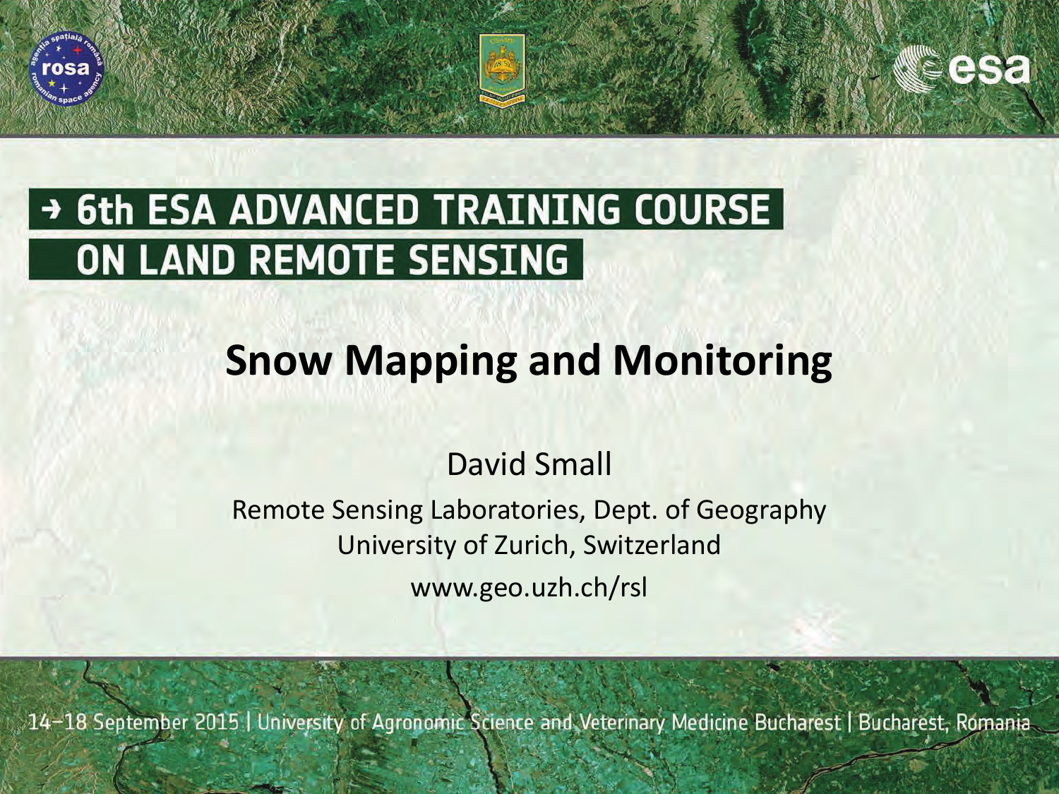# → 6th ESA ADVANCED TRAINING COURSE ON LAND REMOTE SENSING

## Snow Mapping and Monitoring

David Small

Remote Sensing Laboratories, Dept. of Geography
University of Zurich, Switzerland
www.geo.uzh.ch/rsl

14–18 September 2015 | University of Agronomic Science and Veterinary Medicine Bucharest | Bucharest, Romania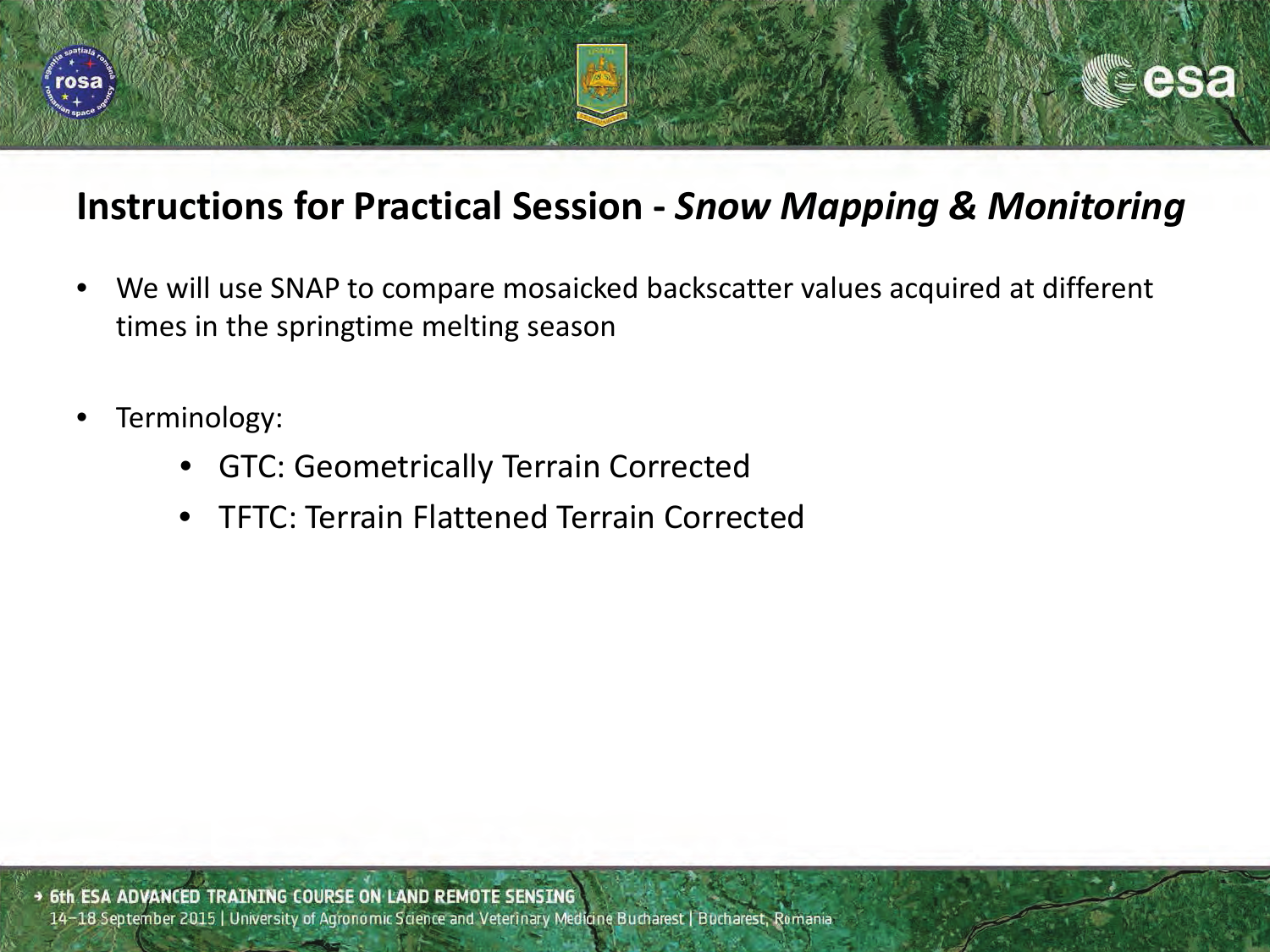# Instructions for Practical Session - *Snow Mapping & Monitoring*

- We will use SNAP to compare mosaicked backscatter values acquired at different times in the springtime melting season

- Terminology:
  - GTC: Geometrically Terrain Corrected
  - TFTC: Terrain Flattened Terrain Corrected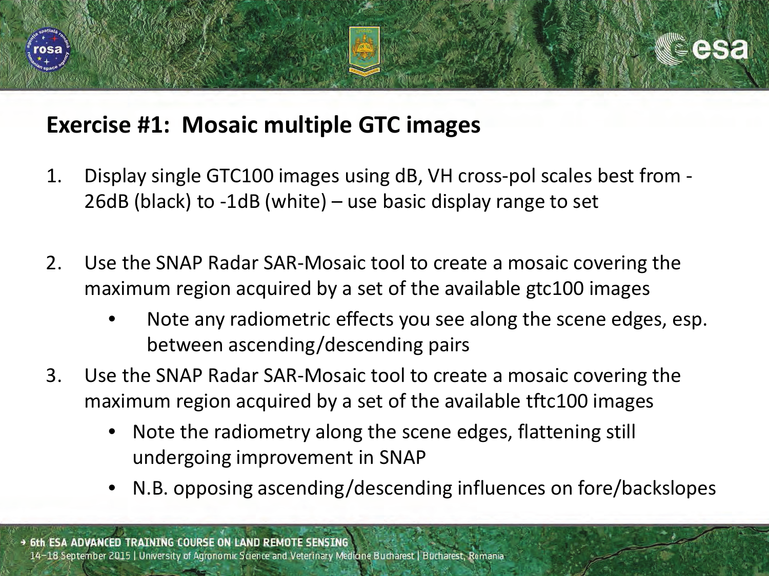## Exercise #1: Mosaic multiple GTC images

1. Display single GTC100 images using dB, VH cross-pol scales best from -26dB (black) to -1dB (white) – use basic display range to set
2. Use the SNAP Radar SAR-Mosaic tool to create a mosaic covering the maximum region acquired by a set of the available gtc100 images
   - Note any radiometric effects you see along the scene edges, esp. between ascending/descending pairs
3. Use the SNAP Radar SAR-Mosaic tool to create a mosaic covering the maximum region acquired by a set of the available tftc100 images
   - Note the radiometry along the scene edges, flattening still undergoing improvement in SNAP
   - N.B. opposing ascending/descending influences on fore/backslopes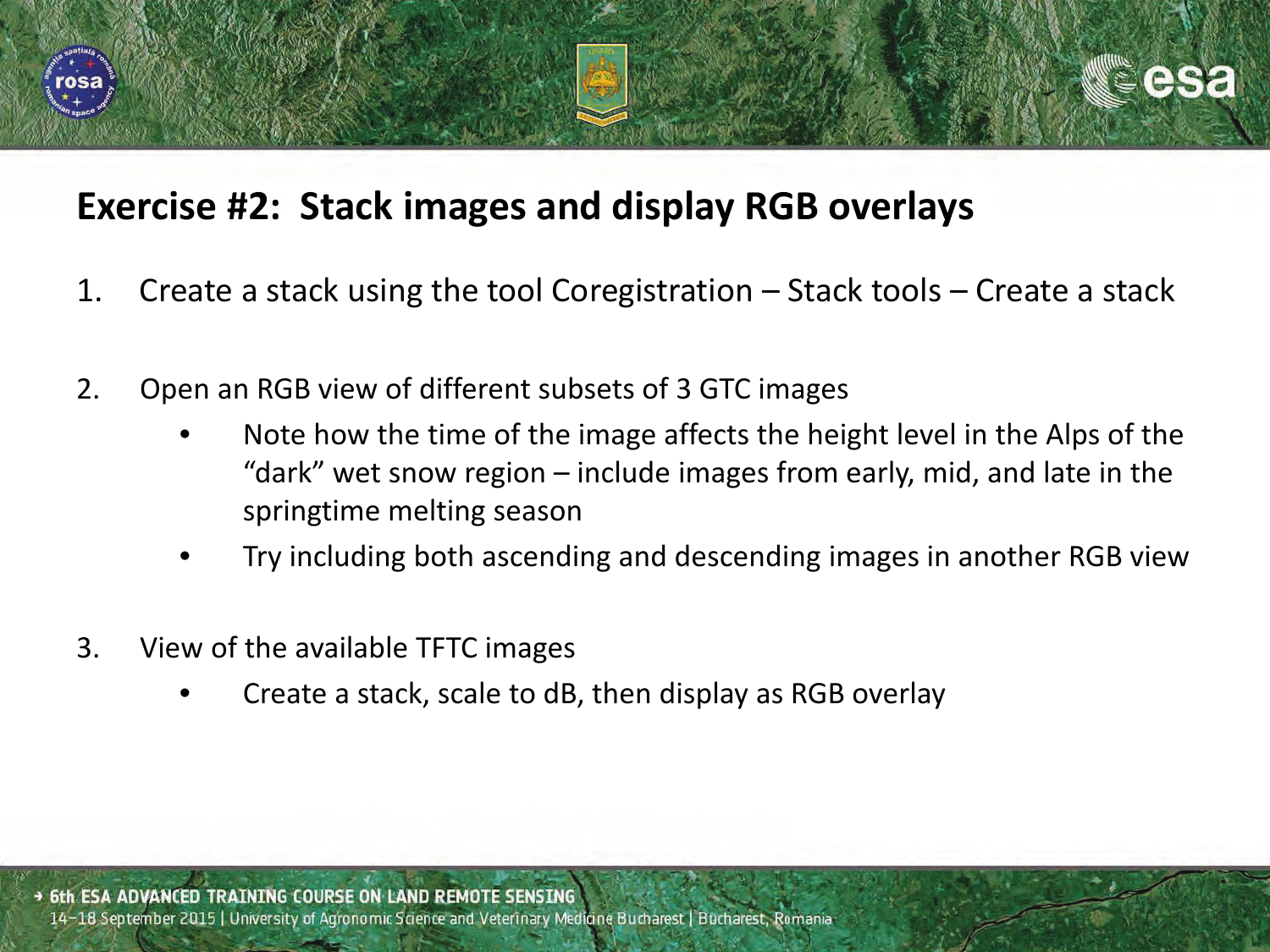# Exercise #2: Stack images and display RGB overlays

1. Create a stack using the tool Coregistration – Stack tools – Create a stack

2. Open an RGB view of different subsets of 3 GTC images
   - Note how the time of the image affects the height level in the Alps of the "dark" wet snow region – include images from early, mid, and late in the springtime melting season
   - Try including both ascending and descending images in another RGB view

3. View of the available TFTC images
   - Create a stack, scale to dB, then display as RGB overlay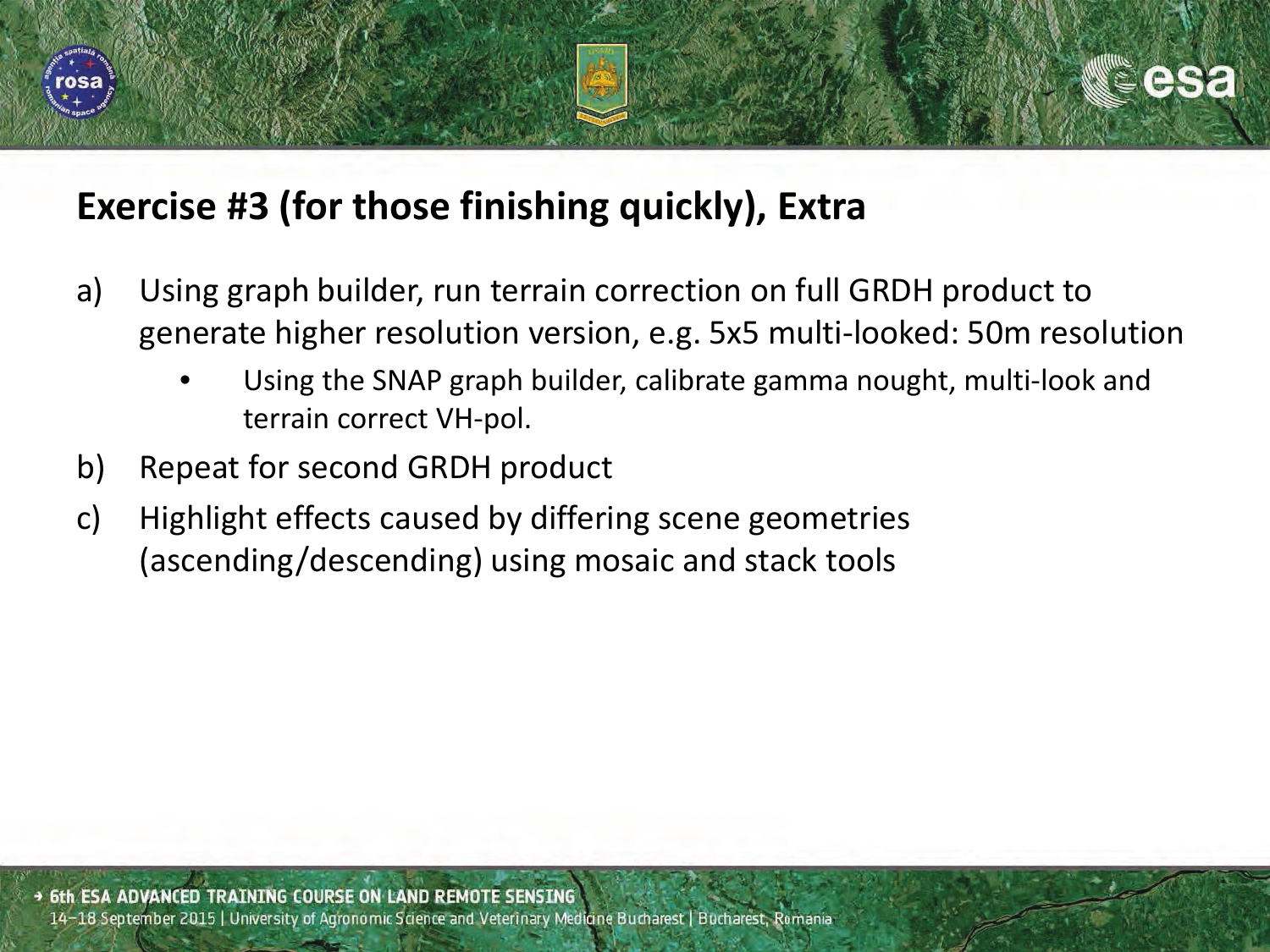## Exercise #3 (for those finishing quickly), Extra

a) Using graph builder, run terrain correction on full GRDH product to generate higher resolution version, e.g. 5x5 multi-looked: 50m resolution
   - Using the SNAP graph builder, calibrate gamma nought, multi-look and terrain correct VH-pol.

b) Repeat for second GRDH product

c) Highlight effects caused by differing scene geometries (ascending/descending) using mosaic and stack tools